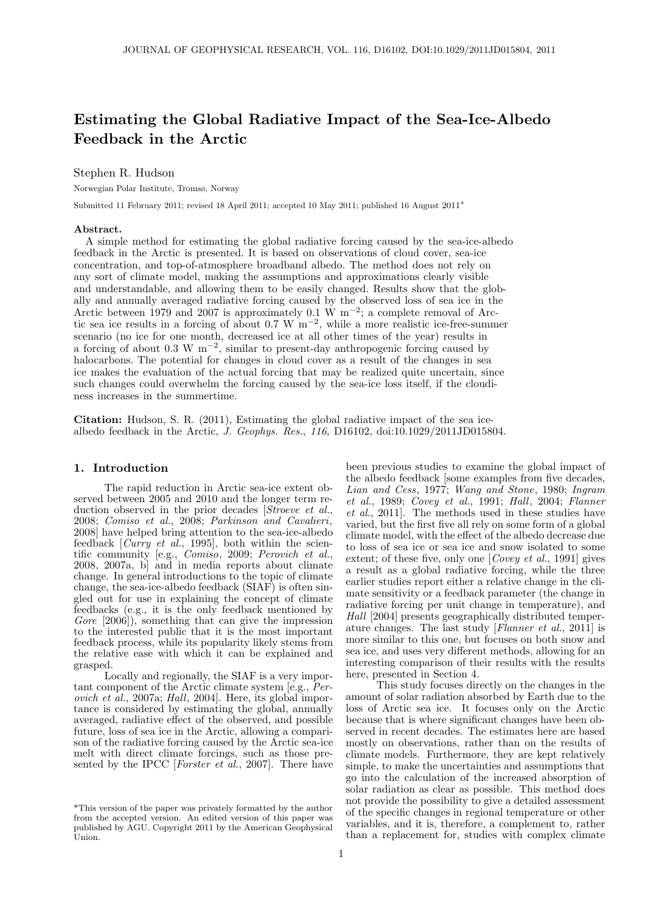# Estimating the Global Radiative Impact of the Sea-Ice-Albedo Feedback in the Arctic

Stephen R. Hudson

Norwegian Polar Institute, Tromsø, Norway

Submitted 11 February 2011; revised 18 April 2011; accepted 10 May 2011; published 16 August 2011*

**Abstract.**
A simple method for estimating the global radiative forcing caused by the sea-ice-albedo feedback in the Arctic is presented. It is based on observations of cloud cover, sea-ice concentration, and top-of-atmosphere broadband albedo. The method does not rely on any sort of climate model, making the assumptions and approximations clearly visible and understandable, and allowing them to be easily changed. Results show that the globally and annually averaged radiative forcing caused by the observed loss of sea ice in the Arctic between 1979 and 2007 is approximately 0.1 W m$^{-2}$; a complete removal of Arctic sea ice results in a forcing of about 0.7 W m$^{-2}$, while a more realistic ice-free-summer scenario (no ice for one month, decreased ice at all other times of the year) results in a forcing of about 0.3 W m$^{-2}$, similar to present-day anthropogenic forcing caused by halocarbons. The potential for changes in cloud cover as a result of the changes in sea ice makes the evaluation of the actual forcing that may be realized quite uncertain, since such changes could overwhelm the forcing caused by the sea-ice loss itself, if the cloudiness increases in the summertime.

**Citation:** Hudson, S. R. (2011), Estimating the global radiative impact of the sea ice-albedo feedback in the Arctic, *J. Geophys. Res.*, *116*, D16102, doi:10.1029/2011JD015804.

## 1. Introduction

The rapid reduction in Arctic sea-ice extent observed between 2005 and 2010 and the longer term reduction observed in the prior decades [*Stroeve et al.*, 2008; *Comiso et al.*, 2008; *Parkinson and Cavalieri*, 2008] have helped bring attention to the sea-ice-albedo feedback [*Curry et al.*, 1995], both within the scientific community [e.g., *Comiso*, 2009; *Perovich et al.*, 2008, 2007a, b] and in media reports about climate change. In general introductions to the topic of climate change, the sea-ice-albedo feedback (SIAF) is often singled out for use in explaining the concept of climate feedbacks (e.g., it is the only feedback mentioned by *Gore* [2006]), something that can give the impression to the interested public that it is the most important feedback process, while its popularity likely stems from the relative ease with which it can be explained and grasped.

Locally and regionally, the SIAF is a very important component of the Arctic climate system [e.g., *Perovich et al.*, 2007a; *Hall*, 2004]. Here, its global importance is considered by estimating the global, annually averaged, radiative effect of the observed, and possible future, loss of sea ice in the Arctic, allowing a comparison of the radiative forcing caused by the Arctic sea-ice melt with direct climate forcings, such as those presented by the IPCC [*Forster et al.*, 2007]. There have been previous studies to examine the global impact of the albedo feedback [some examples from five decades, *Lian and Cess*, 1977; *Wang and Stone*, 1980; *Ingram et al.*, 1989; *Covey et al.*, 1991; *Hall*, 2004; *Flanner et al.*, 2011]. The methods used in these studies have varied, but the first five all rely on some form of a global climate model, with the effect of the albedo decrease due to loss of sea ice or sea ice and snow isolated to some extent; of these five, only one [*Covey et al.*, 1991] gives a result as a global radiative forcing, while the three earlier studies report either a relative change in the climate sensitivity or a feedback parameter (the change in radiative forcing per unit change in temperature), and *Hall* [2004] presents geographically distributed temperature changes. The last study [*Flanner et al.*, 2011] is more similar to this one, but focuses on both snow and sea ice, and uses very different methods, allowing for an interesting comparison of their results with the results here, presented in Section 4.

This study focuses directly on the changes in the amount of solar radiation absorbed by Earth due to the loss of Arctic sea ice. It focuses only on the Arctic because that is where significant changes have been observed in recent decades. The estimates here are based mostly on observations, rather than on the results of climate models. Furthermore, they are kept relatively simple, to make the uncertainties and assumptions that go into the calculation of the increased absorption of solar radiation as clear as possible. This method does not provide the possibility to give a detailed assessment of the specific changes in regional temperature or other variables, and it is, therefore, a complement to, rather than a replacement for, studies with complex climate

*This version of the paper was privately formatted by the author from the accepted version. An edited version of this paper was published by AGU. Copyright 2011 by the American Geophysical Union.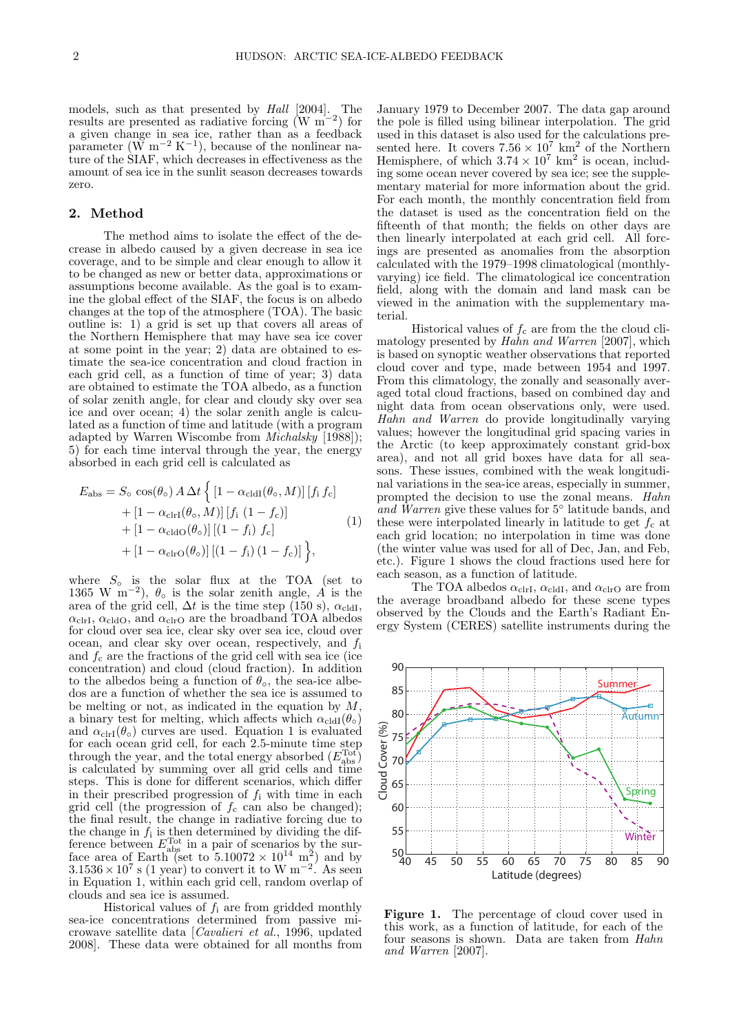models, such as that presented by *Hall* [2004]. The results are presented as radiative forcing (W m$^{-2}$) for a given change in sea ice, rather than as a feedback parameter (W m$^{-2}$ K$^{-1}$), because of the nonlinear nature of the SIAF, which decreases in effectiveness as the amount of sea ice in the sunlit season decreases towards zero.

## 2. Method

The method aims to isolate the effect of the decrease in albedo caused by a given decrease in sea ice coverage, and to be simple and clear enough to allow it to be changed as new or better data, approximations or assumptions become available. As the goal is to examine the global effect of the SIAF, the focus is on albedo changes at the top of the atmosphere (TOA). The basic outline is: 1) a grid is set up that covers all areas of the Northern Hemisphere that may have sea ice cover at some point in the year; 2) data are obtained to estimate the sea-ice concentration and cloud fraction in each grid cell, as a function of time of year; 3) data are obtained to estimate the TOA albedo, as a function of solar zenith angle, for clear and cloudy sky over sea ice and over ocean; 4) the solar zenith angle is calculated as a function of time and latitude (with a program adapted by Warren Wiscombe from *Michalsky* [1988]); 5) for each time interval through the year, the energy absorbed in each grid cell is calculated as

$$
\begin{aligned}
E_{\rm abs} = S_\circ \cos(\theta_\circ)\, A\, \Delta t \Big\{ & [1-\alpha_{\rm cldI}(\theta_\circ, M)]\,[f_{\rm i}\, f_{\rm c}] \\
& + [1-\alpha_{\rm clrI}(\theta_\circ, M)]\,[f_{\rm i}\,(1-f_{\rm c})] \\
& + [1-\alpha_{\rm cldO}(\theta_\circ)]\,[(1-f_{\rm i})\, f_{\rm c}] \\
& + [1-\alpha_{\rm clrO}(\theta_\circ)]\,[(1-f_{\rm i})\,(1-f_{\rm c})] \Big\},
\end{aligned}
\tag{1}
$$

where $S_\circ$ is the solar flux at the TOA (set to 1365 W m$^{-2}$), $\theta_\circ$ is the solar zenith angle, $A$ is the area of the grid cell, $\Delta t$ is the time step (150 s), $\alpha_{\rm cldI}$, $\alpha_{\rm clrI}$, $\alpha_{\rm cldO}$, and $\alpha_{\rm clrO}$ are the broadband TOA albedos for cloud over sea ice, clear sky over sea ice, cloud over ocean, and clear sky over ocean, respectively, and $f_{\rm i}$ and $f_{\rm c}$ are the fractions of the grid cell with sea ice (ice concentration) and cloud (cloud fraction). In addition to the albedos being a function of $\theta_\circ$, the sea-ice albedos are a function of whether the sea ice is assumed to be melting or not, as indicated in the equation by $M$, a binary test for melting, which affects which $\alpha_{\rm cldI}(\theta_\circ)$ and $\alpha_{\rm clrI}(\theta_\circ)$ curves are used. Equation 1 is evaluated for each ocean grid cell, for each 2.5-minute time step through the year, and the total energy absorbed ($E^{\rm Tot}_{\rm abs}$) is calculated by summing over all grid cells and time steps. This is done for different scenarios, which differ in their prescribed progression of $f_{\rm i}$ with time in each grid cell (the progression of $f_{\rm c}$ can also be changed); the final result, the change in radiative forcing due to the change in $f_{\rm i}$ is then determined by dividing the difference between $E^{\rm Tot}_{\rm abs}$ in a pair of scenarios by the surface area of Earth (set to $5.10072 \times 10^{14}$ m$^2$) and by $3.1536 \times 10^7$ s (1 year) to convert it to W m$^{-2}$. As seen in Equation 1, within each grid cell, random overlap of clouds and sea ice is assumed.

Historical values of $f_{\rm i}$ are from gridded monthly sea-ice concentrations determined from passive microwave satellite data [*Cavalieri et al.*, 1996, updated 2008]. These data were obtained for all months from January 1979 to December 2007. The data gap around the pole is filled using bilinear interpolation. The grid used in this dataset is also used for the calculations presented here. It covers $7.56 \times 10^7$ km$^2$ of the Northern Hemisphere, of which $3.74 \times 10^7$ km$^2$ is ocean, including some ocean never covered by sea ice; see the supplementary material for more information about the grid. For each month, the monthly concentration field from the dataset is used as the concentration field on the fifteenth of that month; the fields on other days are then linearly interpolated at each grid cell. All forcings are presented as anomalies from the absorption calculated with the 1979–1998 climatological (monthly-varying) ice field. The climatological ice concentration field, along with the domain and land mask can be viewed in the animation with the supplementary material.

Historical values of $f_{\rm c}$ are from the the cloud climatology presented by *Hahn and Warren* [2007], which is based on synoptic weather observations that reported cloud cover and type, made between 1954 and 1997. From this climatology, the zonally and seasonally averaged total cloud fractions, based on combined day and night data from ocean observations only, were used. *Hahn and Warren* do provide longitudinally varying values; however the longitudinal grid spacing varies in the Arctic (to keep approximately constant grid-box area), and not all grid boxes have data for all seasons. These issues, combined with the weak longitudinal variations in the sea-ice areas, especially in summer, prompted the decision to use the zonal means. *Hahn and Warren* give these values for 5° latitude bands, and these were interpolated linearly in latitude to get $f_{\rm c}$ at each grid location; no interpolation in time was done (the winter value was used for all of Dec, Jan, and Feb, etc.). Figure 1 shows the cloud fractions used here for each season, as a function of latitude.

The TOA albedos $\alpha_{\rm clrI}$, $\alpha_{\rm cldI}$, and $\alpha_{\rm clrO}$ are from the average broadband albedo for these scene types observed by the Clouds and the Earth's Radiant Energy System (CERES) satellite instruments during the

**Figure 1.** The percentage of cloud cover used in this work, as a function of latitude, for each of the four seasons is shown. Data are taken from *Hahn and Warren* [2007].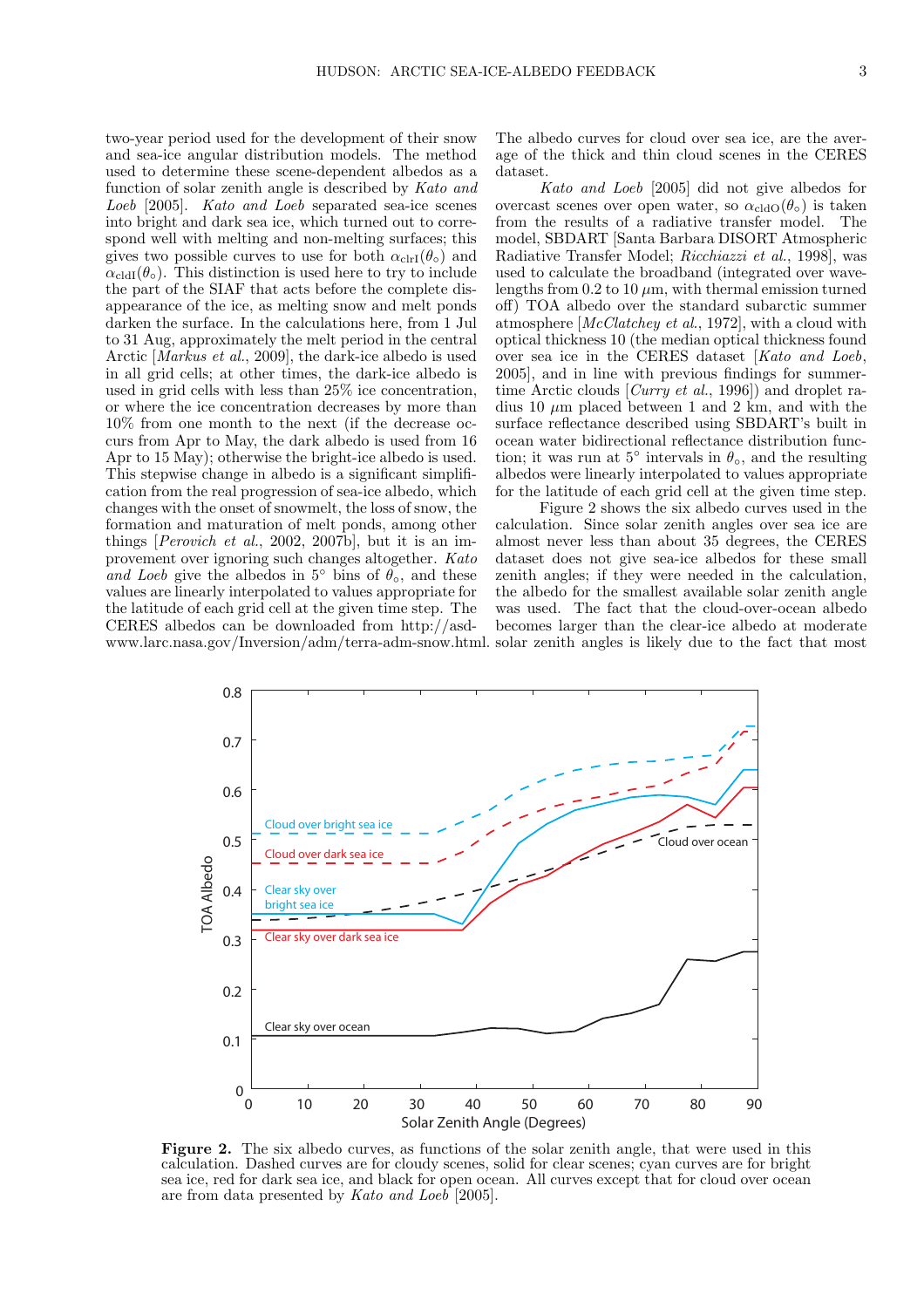two-year period used for the development of their snow and sea-ice angular distribution models. The method used to determine these scene-dependent albedos as a function of solar zenith angle is described by *Kato and Loeb* [2005]. *Kato and Loeb* separated sea-ice scenes into bright and dark sea ice, which turned out to correspond well with melting and non-melting surfaces; this gives two possible curves to use for both $\alpha_{\mathrm{clrI}}(\theta_\circ)$ and $\alpha_{\mathrm{cldI}}(\theta_\circ)$. This distinction is used here to try to include the part of the SIAF that acts before the complete disappearance of the ice, as melting snow and melt ponds darken the surface. In the calculations here, from 1 Jul to 31 Aug, approximately the melt period in the central Arctic [*Markus et al.*, 2009], the dark-ice albedo is used in all grid cells; at other times, the dark-ice albedo is used in grid cells with less than 25% ice concentration, or where the ice concentration decreases by more than 10% from one month to the next (if the decrease occurs from Apr to May, the dark albedo is used from 16 Apr to 15 May); otherwise the bright-ice albedo is used. This stepwise change in albedo is a significant simplification from the real progression of sea-ice albedo, which changes with the onset of snowmelt, the loss of snow, the formation and maturation of melt ponds, among other things [*Perovich et al.*, 2002, 2007b], but it is an improvement over ignoring such changes altogether. *Kato and Loeb* give the albedos in 5° bins of $\theta_\circ$, and these values are linearly interpolated to values appropriate for the latitude of each grid cell at the given time step. The CERES albedos can be downloaded from http://asd-www.larc.nasa.gov/Inversion/adm/terra-adm-snow.html. The albedo curves for cloud over sea ice, are the average of the thick and thin cloud scenes in the CERES dataset.

*Kato and Loeb* [2005] did not give albedos for overcast scenes over open water, so $\alpha_{\mathrm{cldO}}(\theta_\circ)$ is taken from the results of a radiative transfer model. The model, SBDART [Santa Barbara DISORT Atmospheric Radiative Transfer Model; *Ricchiazzi et al.*, 1998], was used to calculate the broadband (integrated over wavelengths from 0.2 to 10 $\mu$m, with thermal emission turned off) TOA albedo over the standard subarctic summer atmosphere [*McClatchey et al.*, 1972], with a cloud with optical thickness 10 (the median optical thickness found over sea ice in the CERES dataset [*Kato and Loeb*, 2005], and in line with previous findings for summertime Arctic clouds [*Curry et al.*, 1996]) and droplet radius 10 $\mu$m placed between 1 and 2 km, and with the surface reflectance described using SBDART's built in ocean water bidirectional reflectance distribution function; it was run at 5° intervals in $\theta_\circ$, and the resulting albedos were linearly interpolated to values appropriate for the latitude of each grid cell at the given time step.

Figure 2 shows the six albedo curves used in the calculation. Since solar zenith angles over sea ice are almost never less than about 35 degrees, the CERES dataset does not give sea-ice albedos for these small zenith angles; if they were needed in the calculation, the albedo for the smallest available solar zenith angle was used. The fact that the cloud-over-ocean albedo becomes larger than the clear-ice albedo at moderate solar zenith angles is likely due to the fact that most

**Figure 2.** The six albedo curves, as functions of the solar zenith angle, that were used in this calculation. Dashed curves are for cloudy scenes, solid for clear scenes; cyan curves are for bright sea ice, red for dark sea ice, and black for open ocean. All curves except that for cloud over ocean are from data presented by *Kato and Loeb* [2005].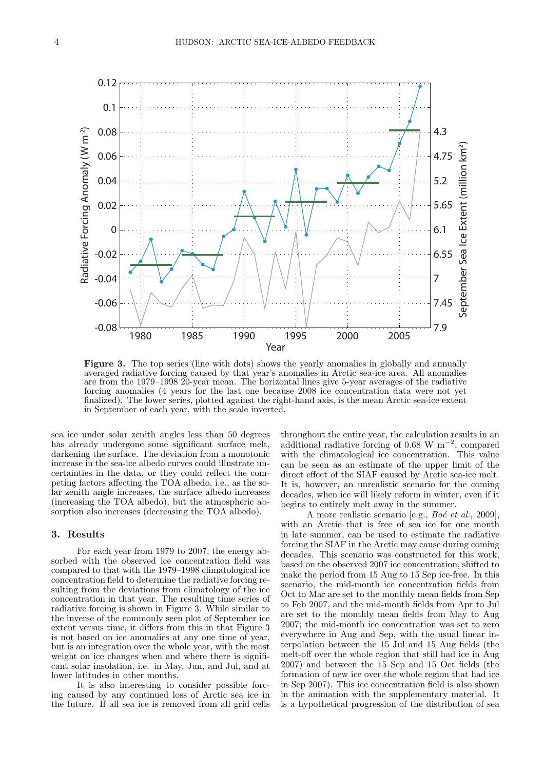Figure 3. The top series (line with dots) shows the yearly anomalies in globally and annually averaged radiative forcing caused by that year's anomalies in Arctic sea-ice area. All anomalies are from the 1979–1998 20-year mean. The horizontal lines give 5-year averages of the radiative forcing anomalies (4 years for the last one because 2008 ice concentration data were not yet finalized). The lower series, plotted against the right-hand axis, is the mean Arctic sea-ice extent in September of each year, with the scale inverted.

sea ice under solar zenith angles less than 50 degrees has already undergone some significant surface melt, darkening the surface. The deviation from a monotonic increase in the sea-ice albedo curves could illustrate uncertainties in the data, or they could reflect the competing factors affecting the TOA albedo, i.e., as the solar zenith angle increases, the surface albedo increases (increasing the TOA albedo), but the atmospheric absorption also increases (decreasing the TOA albedo).

## 3. Results

For each year from 1979 to 2007, the energy absorbed with the observed ice concentration field was compared to that with the 1979–1998 climatological ice concentration field to determine the radiative forcing resulting from the deviations from climatology of the ice concentration in that year. The resulting time series of radiative forcing is shown in Figure 3. While similar to the inverse of the commonly seen plot of September ice extent versus time, it differs from this in that Figure 3 is not based on ice anomalies at any one time of year, but is an integration over the whole year, with the most weight on ice changes when and where there is significant solar insolation, i.e. in May, Jun, and Jul, and at lower latitudes in other months.

It is also interesting to consider possible forcing caused by any continued loss of Arctic sea ice in the future. If all sea ice is removed from all grid cells throughout the entire year, the calculation results in an additional radiative forcing of 0.68 W $m^{-2}$, compared with the climatological ice concentration. This value can be seen as an estimate of the upper limit of the direct effect of the SIAF caused by Arctic sea-ice melt. It is, however, an unrealistic scenario for the coming decades, when ice will likely reform in winter, even if it begins to entirely melt away in the summer.

A more realistic scenario [e.g., *Boé et al.*, 2009], with an Arctic that is free of sea ice for one month in late summer, can be used to estimate the radiative forcing the SIAF in the Arctic may cause during coming decades. This scenario was constructed for this work, based on the observed 2007 ice concentration, shifted to make the period from 15 Aug to 15 Sep ice-free. In this scenario, the mid-month ice concentration fields from Oct to Mar are set to the monthly mean fields from Sep to Feb 2007, and the mid-month fields from Apr to Jul are set to the monthly mean fields from May to Aug 2007; the mid-month ice concentration was set to zero everywhere in Aug and Sep, with the usual linear interpolation between the 15 Jul and 15 Aug fields (the melt-off over the whole region that still had ice in Aug 2007) and between the 15 Sep and 15 Oct fields (the formation of new ice over the whole region that had ice in Sep 2007). This ice concentration field is also shown in the animation with the supplementary material. It is a hypothetical progression of the distribution of sea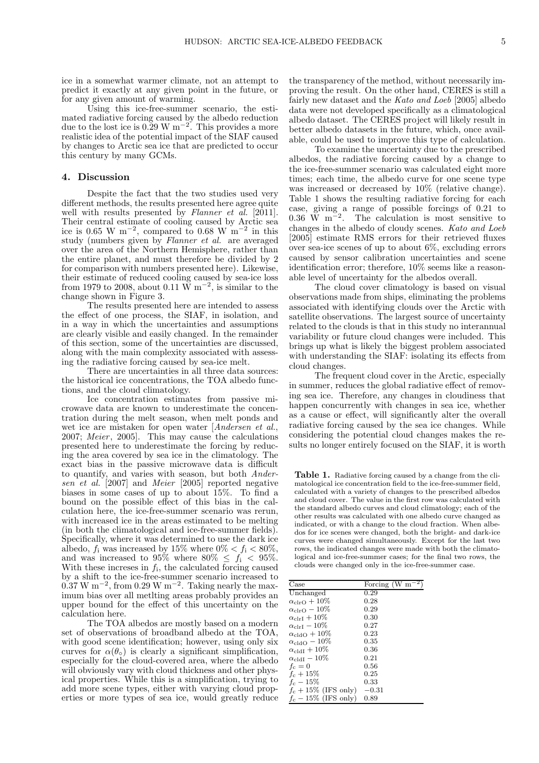ice in a somewhat warmer climate, not an attempt to predict it exactly at any given point in the future, or for any given amount of warming.

Using this ice-free-summer scenario, the estimated radiative forcing caused by the albedo reduction due to the lost ice is 0.29 W m$^{-2}$. This provides a more realistic idea of the potential impact of the SIAF caused by changes to Arctic sea ice that are predicted to occur this century by many GCMs.

## 4. Discussion

Despite the fact that the two studies used very different methods, the results presented here agree quite well with results presented by *Flanner et al.* [2011]. Their central estimate of cooling caused by Arctic sea ice is 0.65 W m$^{-2}$, compared to 0.68 W m$^{-2}$ in this study (numbers given by *Flanner et al.* are averaged over the area of the Northern Hemisphere, rather than the entire planet, and must therefore be divided by 2 for comparison with numbers presented here). Likewise, their estimate of reduced cooling caused by sea-ice loss from 1979 to 2008, about 0.11 W m$^{-2}$, is similar to the change shown in Figure 3.

The results presented here are intended to assess the effect of one process, the SIAF, in isolation, and in a way in which the uncertainties and assumptions are clearly visible and easily changed. In the remainder of this section, some of the uncertainties are discussed, along with the main complexity associated with assessing the radiative forcing caused by sea-ice melt.

There are uncertainties in all three data sources: the historical ice concentrations, the TOA albedo functions, and the cloud climatology.

Ice concentration estimates from passive microwave data are known to underestimate the concentration during the melt season, when melt ponds and wet ice are mistaken for open water [*Andersen et al.*, 2007; *Meier*, 2005]. This may cause the calculations presented here to underestimate the forcing by reducing the area covered by sea ice in the climatology. The exact bias in the passive microwave data is difficult to quantify, and varies with season, but both *Andersen et al.* [2007] and *Meier* [2005] reported negative biases in some cases of up to about 15%. To find a bound on the possible effect of this bias in the calculation here, the ice-free-summer scenario was rerun, with increased ice in the areas estimated to be melting (in both the climatological and ice-free-summer fields). Specifically, where it was determined to use the dark ice albedo, $f_{\mathrm{i}}$ was increased by 15% where $0\% < f_{\mathrm{i}} < 80\%$, and was increased to 95% where $80\% \leq f_{\mathrm{i}} < 95\%$. With these increses in $f_{\mathrm{i}}$, the calculated forcing caused by a shift to the ice-free-summer scenario increased to 0.37 W m$^{-2}$, from 0.29 W m$^{-2}$. Taking nearly the maximum bias over all metlting areas probably provides an upper bound for the effect of this uncertainty on the calculation here.

The TOA albedos are mostly based on a modern set of observations of broadband albedo at the TOA, with good scene identification; however, using only six curves for $\alpha(\theta_{\circ})$ is clearly a significant simplification, especially for the cloud-covered area, where the albedo will obviously vary with cloud thickness and other physical properties. While this is a simplification, trying to add more scene types, either with varying cloud properties or more types of sea ice, would greatly reduce the transparency of the method, without necessarily improving the result. On the other hand, CERES is still a fairly new dataset and the *Kato and Loeb* [2005] albedo data were not developed specifically as a climatological albedo dataset. The CERES project will likely result in better albedo datasets in the future, which, once available, could be used to improve this type of calculation.

To examine the uncertainty due to the prescribed albedos, the radiative forcing caused by a change to the ice-free-summer scenario was calculated eight more times; each time, the albedo curve for one scene type was increased or decreased by 10% (relative change). Table 1 shows the resulting radiative forcing for each case, giving a range of possible forcings of 0.21 to 0.36 W m$^{-2}$. The calculation is most sensitive to changes in the albedo of cloudy scenes. *Kato and Loeb* [2005] estimate RMS errors for their retrieved fluxes over sea-ice scenes of up to about 6%, excluding errors caused by sensor calibration uncertainties and scene identification error; therefore, 10% seems like a reasonable level of uncertainty for the albedos overall.

The cloud cover climatology is based on visual observations made from ships, eliminating the problems associated with identifying clouds over the Arctic with satellite observations. The largest source of uncertainty related to the clouds is that in this study no interannual variability or future cloud changes were included. This brings up what is likely the biggest problem associated with understanding the SIAF: isolating its effects from cloud changes.

The frequent cloud cover in the Arctic, especially in summer, reduces the global radiative effect of removing sea ice. Therefore, any changes in cloudiness that happen concurrently with changes in sea ice, whether as a cause or effect, will significantly alter the overall radiative forcing caused by the sea ice changes. While considering the potential cloud changes makes the results no longer entirely focused on the SIAF, it is worth

**Table 1.** Radiative forcing caused by a change from the climatological ice concentration field to the ice-free-summer field, calculated with a variety of changes to the prescribed albedos and cloud cover. The value in the first row was calculated with the standard albedo curves and cloud climatology; each of the other results was calculated with one albedo curve changed as indicated, or with a change to the cloud fraction. When albedos for ice scenes were changed, both the bright- and dark-ice curves were changed simultaneously. Except for the last two rows, the indicated changes were made with both the climatological and ice-free-summer cases; for the final two rows, the clouds were changed only in the ice-free-summer case.

| Case | Forcing (W m$^{-2}$) |
|---|---|
| Unchanged | 0.29 |
| $\alpha_{\mathrm{clrO}} + 10\%$ | 0.28 |
| $\alpha_{\mathrm{clrO}} - 10\%$ | 0.29 |
| $\alpha_{\mathrm{clrI}} + 10\%$ | 0.30 |
| $\alpha_{\mathrm{clrI}} - 10\%$ | 0.27 |
| $\alpha_{\mathrm{cldO}} + 10\%$ | 0.23 |
| $\alpha_{\mathrm{cldO}} - 10\%$ | 0.35 |
| $\alpha_{\mathrm{cldI}} + 10\%$ | 0.36 |
| $\alpha_{\mathrm{cldI}} - 10\%$ | 0.21 |
| $f_{\mathrm{c}} = 0$ | 0.56 |
| $f_{\mathrm{c}} + 15\%$ | 0.25 |
| $f_{\mathrm{c}} - 15\%$ | 0.33 |
| $f_{\mathrm{c}} + 15\%$ (IFS only) | −0.31 |
| $f_{\mathrm{c}} - 15\%$ (IFS only) | 0.89 |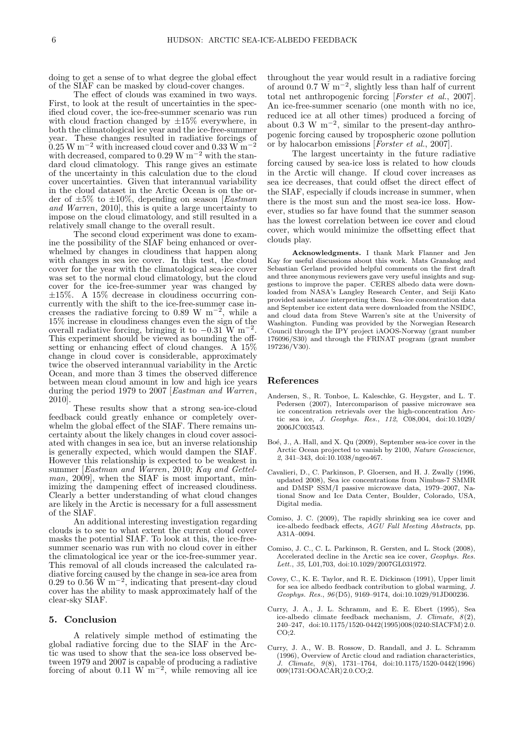doing to get a sense of to what degree the global effect of the SIAF can be masked by cloud-cover changes.

The effect of clouds was examined in two ways. First, to look at the result of uncertainties in the specified cloud cover, the ice-free-summer scenario was run with cloud fraction changed by ±15% everywhere, in both the climatological ice year and the ice-free-summer year. These changes resulted in radiative forcings of 0.25 W m$^{-2}$ with increased cloud cover and 0.33 W m$^{-2}$ with decreased, compared to 0.29 W m$^{-2}$ with the standard cloud climatology. This range gives an estimate of the uncertainty in this calculation due to the cloud cover uncertainties. Given that interannual variability in the cloud dataset in the Arctic Ocean is on the order of ±5% to ±10%, depending on season [*Eastman and Warren*, 2010], this is quite a large uncertainty to impose on the cloud climatology, and still resulted in a relatively small change to the overall result.

The second cloud experiment was done to examine the possibility of the SIAF being enhanced or overwhelmed by changes in cloudiness that happen along with changes in sea ice cover. In this test, the cloud cover for the year with the climatological sea-ice cover was set to the normal cloud climatology, but the cloud cover for the ice-free-summer year was changed by ±15%. A 15% decrease in cloudiness occurring concurrently with the shift to the ice-free-summer case increases the radiative forcing to 0.89 W m$^{-2}$, while a 15% increase in cloudiness changes even the sign of the overall radiative forcing, bringing it to −0.31 W m$^{-2}$. This experiment should be viewed as bounding the offsetting or enhancing effect of cloud changes. A 15% change in cloud cover is considerable, approximately twice the observed interannual variability in the Arctic Ocean, and more than 3 times the observed difference between mean cloud amount in low and high ice years during the period 1979 to 2007 [*Eastman and Warren*, 2010].

These results show that a strong sea-ice-cloud feedback could greatly enhance or completely overwhelm the global effect of the SIAF. There remains uncertainty about the likely changes in cloud cover associated with changes in sea ice, but an inverse relationship is generally expected, which would dampen the SIAF. However this relationship is expected to be weakest in summer [*Eastman and Warren*, 2010; *Kay and Gettelman*, 2009], when the SIAF is most important, minimizing the dampening effect of increased cloudiness. Clearly a better understanding of what cloud changes are likely in the Arctic is necessary for a full assessment of the SIAF.

An additional interesting investigation regarding clouds is to see to what extent the current cloud cover masks the potential SIAF. To look at this, the ice-free-summer scenario was run with no cloud cover in either the climatological ice year or the ice-free-summer year. This removal of all clouds increased the calculated radiative forcing caused by the change in sea-ice area from 0.29 to 0.56 W m$^{-2}$, indicating that present-day cloud cover has the ability to mask approximately half of the clear-sky SIAF.

## 5. Conclusion

A relatively simple method of estimating the global radiative forcing due to the SIAF in the Arctic was used to show that the sea-ice loss observed between 1979 and 2007 is capable of producing a radiative forcing of about 0.11 W m$^{-2}$, while removing all ice throughout the year would result in a radiative forcing of around 0.7 W m$^{-2}$, slightly less than half of current total net anthropogenic forcing [*Forster et al.*, 2007]. An ice-free-summer scenario (one month with no ice, reduced ice at all other times) produced a forcing of about 0.3 W m$^{-2}$, similar to the present-day anthropogenic forcing caused by tropospheric ozone pollution or by halocarbon emissions [*Forster et al.*, 2007].

The largest uncertainty in the future radiative forcing caused by sea-ice loss is related to how clouds in the Arctic will change. If cloud cover increases as sea ice decreases, that could offset the direct effect of the SIAF, especially if clouds increase in summer, when there is the most sun and the most sea-ice loss. However, studies so far have found that the summer season has the lowest correlation between ice cover and cloud cover, which would minimize the offsetting effect that clouds play.

**Acknowledgments.** I thank Mark Flanner and Jen Kay for useful discussions about this work. Mats Granskog and Sebastian Gerland provided helpful comments on the first draft and three anonymous reviewers gave very useful insights and suggestions to improve the paper. CERES albedo data were downloaded from NASA's Langley Research Center, and Seiji Kato provided assistance interpreting them. Sea-ice concentration data and September ice extent data were downloaded from the NSIDC, and cloud data from Steve Warren's site at the University of Washington. Funding was provided by the Norwegian Research Council through the IPY project iAOOS-Norway (grant number 176096/S30) and through the FRINAT program (grant number 197236/V30).

## References

Andersen, S., R. Tonboe, L. Kaleschke, G. Heygster, and L. T. Pedersen (2007), Intercomparison of passive microwave sea ice concentration retrievals over the high-concentration Arctic sea ice, *J. Geophys. Res.*, *112*, C08,004, doi:10.1029/2006JC003543.

Boé, J., A. Hall, and X. Qu (2009), September sea-ice cover in the Arctic Ocean projected to vanish by 2100, *Nature Geoscience*, *2*, 341–343, doi:10.1038/ngeo467.

Cavalieri, D., C. Parkinson, P. Gloersen, and H. J. Zwally (1996, updated 2008), Sea ice concentrations from Nimbus-7 SMMR and DMSP SSM/I passive microwave data, 1979–2007, National Snow and Ice Data Center, Boulder, Colorado, USA, Digital media.

Comiso, J. C. (2009), The rapidly shrinking sea ice cover and ice-albedo feedback effects, *AGU Fall Meeting Abstracts*, pp. A31A–0094.

Comiso, J. C., C. L. Parkinson, R. Gersten, and L. Stock (2008), Accelerated decline in the Arctic sea ice cover, *Geophys. Res. Lett.*, *35*, L01,703, doi:10.1029/2007GL031972.

Covey, C., K. E. Taylor, and R. E. Dickinson (1991), Upper limit for sea ice albedo feedback contribution to global warming, *J. Geophys. Res.*, *96*(D5), 9169–9174, doi:10.1029/91JD00236.

Curry, J. A., J. L. Schramm, and E. E. Ebert (1995), Sea ice-albedo climate feedback mechanism, *J. Climate*, *8*(2), 240–247, doi:10.1175/1520-0442(1995)008⟨0240:SIACFM⟩2.0.CO;2.

Curry, J. A., W. B. Rossow, D. Randall, and J. L. Schramm (1996), Overview of Arctic cloud and radiation characteristics, *J. Climate*, *9*(8), 1731–1764, doi:10.1175/1520-0442(1996)009⟨1731:OOACAR⟩2.0.CO;2.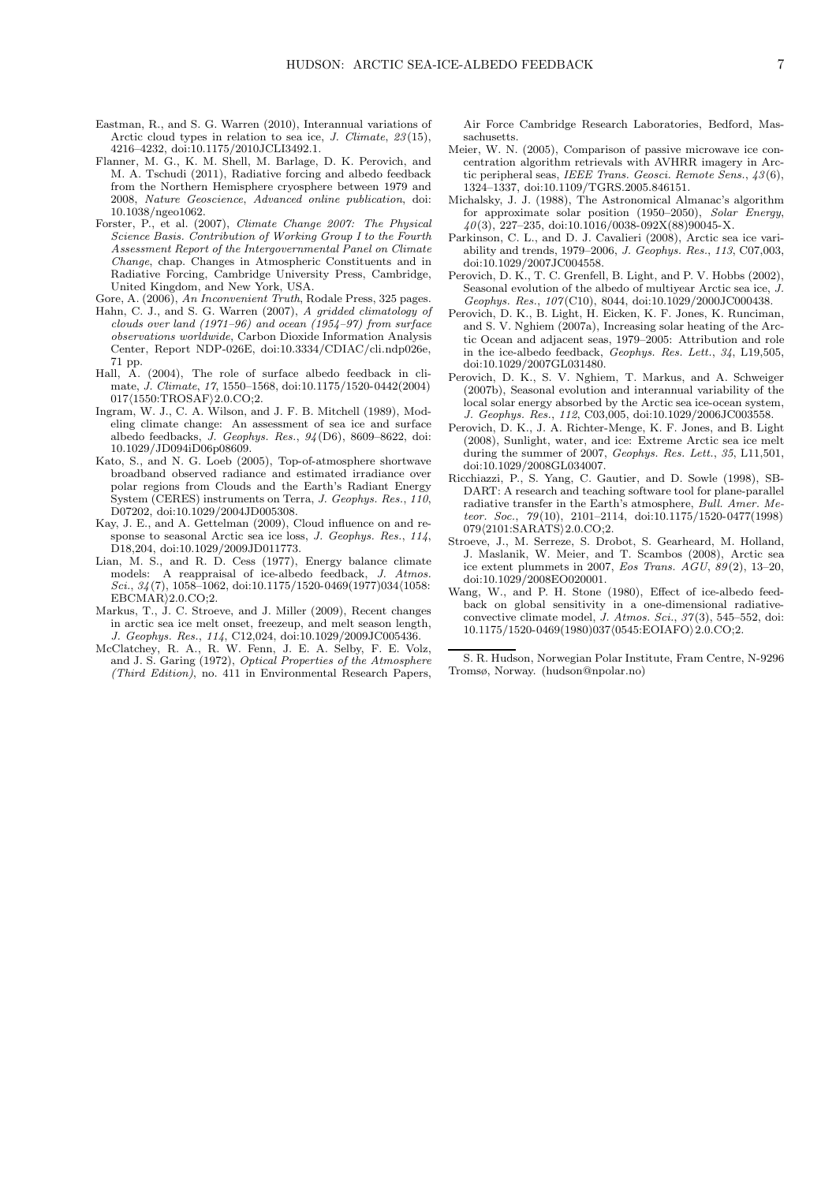Eastman, R., and S. G. Warren (2010), Interannual variations of Arctic cloud types in relation to sea ice, *J. Climate*, *23*(15), 4216–4232, doi:10.1175/2010JCLI3492.1.

Flanner, M. G., K. M. Shell, M. Barlage, D. K. Perovich, and M. A. Tschudi (2011), Radiative forcing and albedo feedback from the Northern Hemisphere cryosphere between 1979 and 2008, *Nature Geoscience*, *Advanced online publication*, doi: 10.1038/ngeo1062.

Forster, P., et al. (2007), *Climate Change 2007: The Physical Science Basis. Contribution of Working Group I to the Fourth Assessment Report of the Intergovernmental Panel on Climate Change*, chap. Changes in Atmospheric Constituents and in Radiative Forcing, Cambridge University Press, Cambridge, United Kingdom, and New York, USA.

Gore, A. (2006), *An Inconvenient Truth*, Rodale Press, 325 pages.

Hahn, C. J., and S. G. Warren (2007), *A gridded climatology of clouds over land (1971–96) and ocean (1954–97) from surface observations worldwide*, Carbon Dioxide Information Analysis Center, Report NDP-026E, doi:10.3334/CDIAC/cli.ndp026e, 71 pp.

Hall, A. (2004), The role of surface albedo feedback in climate, *J. Climate*, *17*, 1550–1568, doi:10.1175/1520-0442(2004)017⟨1550:TROSAF⟩2.0.CO;2.

Ingram, W. J., C. A. Wilson, and J. F. B. Mitchell (1989), Modeling climate change: An assessment of sea ice and surface albedo feedbacks, *J. Geophys. Res.*, *94*(D6), 8609–8622, doi: 10.1029/JD094iD06p08609.

Kato, S., and N. G. Loeb (2005), Top-of-atmosphere shortwave broadband observed radiance and estimated irradiance over polar regions from Clouds and the Earth's Radiant Energy System (CERES) instruments on Terra, *J. Geophys. Res.*, *110*, D07202, doi:10.1029/2004JD005308.

Kay, J. E., and A. Gettelman (2009), Cloud influence on and response to seasonal Arctic sea ice loss, *J. Geophys. Res.*, *114*, D18,204, doi:10.1029/2009JD011773.

Lian, M. S., and R. D. Cess (1977), Energy balance climate models: A reappraisal of ice-albedo feedback, *J. Atmos. Sci.*, *34*(7), 1058–1062, doi:10.1175/1520-0469(1977)034⟨1058:EBCMAR⟩2.0.CO;2.

Markus, T., J. C. Stroeve, and J. Miller (2009), Recent changes in arctic sea ice melt onset, freezeup, and melt season length, *J. Geophys. Res.*, *114*, C12,024, doi:10.1029/2009JC005436.

McClatchey, R. A., R. W. Fenn, J. E. A. Selby, F. E. Volz, and J. S. Garing (1972), *Optical Properties of the Atmosphere (Third Edition)*, no. 411 in Environmental Research Papers, Air Force Cambridge Research Laboratories, Bedford, Massachusetts.

Meier, W. N. (2005), Comparison of passive microwave ice concentration algorithm retrievals with AVHRR imagery in Arctic peripheral seas, *IEEE Trans. Geosci. Remote Sens.*, *43*(6), 1324–1337, doi:10.1109/TGRS.2005.846151.

Michalsky, J. J. (1988), The Astronomical Almanac's algorithm for approximate solar position (1950–2050), *Solar Energy*, *40*(3), 227–235, doi:10.1016/0038-092X(88)90045-X.

Parkinson, C. L., and D. J. Cavalieri (2008), Arctic sea ice variability and trends, 1979–2006, *J. Geophys. Res.*, *113*, C07,003, doi:10.1029/2007JC004558.

Perovich, D. K., T. C. Grenfell, B. Light, and P. V. Hobbs (2002), Seasonal evolution of the albedo of multiyear Arctic sea ice, *J. Geophys. Res.*, *107*(C10), 8044, doi:10.1029/2000JC000438.

Perovich, D. K., B. Light, H. Eicken, K. F. Jones, K. Runciman, and S. V. Nghiem (2007a), Increasing solar heating of the Arctic Ocean and adjacent seas, 1979–2005: Attribution and role in the ice-albedo feedback, *Geophys. Res. Lett.*, *34*, L19,505, doi:10.1029/2007GL031480.

Perovich, D. K., S. V. Nghiem, T. Markus, and A. Schweiger (2007b), Seasonal evolution and interannual variability of the local solar energy absorbed by the Arctic sea ice-ocean system, *J. Geophys. Res.*, *112*, C03,005, doi:10.1029/2006JC003558.

Perovich, D. K., J. A. Richter-Menge, K. F. Jones, and B. Light (2008), Sunlight, water, and ice: Extreme Arctic sea ice melt during the summer of 2007, *Geophys. Res. Lett.*, *35*, L11,501, doi:10.1029/2008GL034007.

Ricchiazzi, P., S. Yang, C. Gautier, and D. Sowle (1998), SBDART: A research and teaching software tool for plane-parallel radiative transfer in the Earth's atmosphere, *Bull. Amer. Meteor. Soc.*, *79*(10), 2101–2114, doi:10.1175/1520-0477(1998)079⟨2101:SARATS⟩2.0.CO;2.

Stroeve, J., M. Serreze, S. Drobot, S. Gearheard, M. Holland, J. Maslanik, W. Meier, and T. Scambos (2008), Arctic sea ice extent plummets in 2007, *Eos Trans. AGU*, *89*(2), 13–20, doi:10.1029/2008EO020001.

Wang, W., and P. H. Stone (1980), Effect of ice-albedo feedback on global sensitivity in a one-dimensional radiative-convective climate model, *J. Atmos. Sci.*, *37*(3), 545–552, doi: 10.1175/1520-0469(1980)037⟨0545:EOIAFO⟩2.0.CO;2.

---

S. R. Hudson, Norwegian Polar Institute, Fram Centre, N-9296 Tromsø, Norway. (hudson@npolar.no)